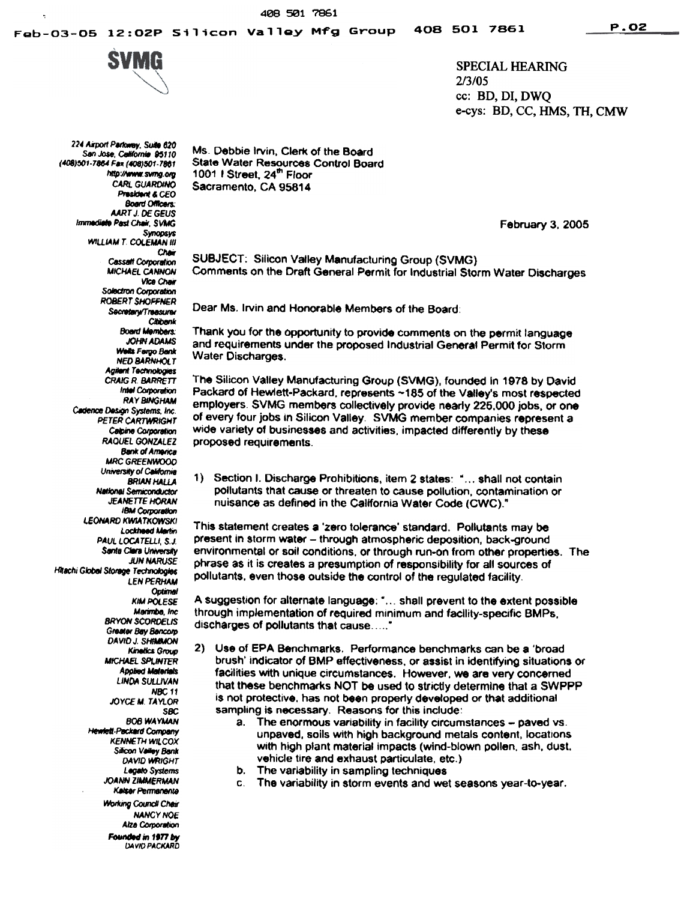SVMG

SPECIAL HEARING
2/3/05
cc: BD, DI, DWQ
e-cys: BD, CC, HMS, TH, CMW

224 Airport Parkway, Suite 620
San Jose, California 95110
(408)501-7864 Fax (408)501-7861
http://www.svmg.org
CARL GUARDINO
President & CEO
Board Officers:
AART J. DE GEUS
Immediate Past Chair, SVMG
Synopsys
WILLIAM T. COLEMAN III
Chair
Cassatt Corporation
MICHAEL CANNON
Vice Chair
Solectron Corporation
ROBERT SHOFFNER
Secretary/Treasurer
Citibank
Board Members:
JOHN ADAMS
Wells Fargo Bank
NED BARNHOLT
Agilent Technologies
CRAIG R. BARRETT
Intel Corporation
RAY BINGHAM
Cadence Design Systems, Inc.
PETER CARTWRIGHT
Calpine Corporation
RAQUEL GONZALEZ
Bank of America
MRC GREENWOOD
University of California
BRIAN HALLA
National Semiconductor
JEANETTE HORAN
IBM Corporation
LEONARD KWIATKOWSKI
Lockheed Martin
PAUL LOCATELLI, S.J.
Santa Clara University
JUN NARUSE
Hitachi Global Storage Technologies
LEN PERHAM
Optimal
KIM POLESE
Marimba, Inc
BRYON SCORDELIS
Greater Bay Bancorp
DAVID J. SHIMMON
Kinetics Group
MICHAEL SPLINTER
Applied Materials
LINDA SULLIVAN
NBC 11
JOYCE M. TAYLOR
SBC
BOB WAYMAN
Hewlett-Packard Company
KENNETH WILCOX
Silicon Valley Bank
DAVID WRIGHT
Legato Systems
JOANN ZIMMERMAN
Kaiser Permanente
Working Council Chair
NANCY NOE
Alza Corporation
Founded in 1977 by
DAVID PACKARD

Ms. Debbie Irvin, Clerk of the Board
State Water Resources Control Board
1001 I Street, 24th Floor
Sacramento, CA 95814

February 3, 2005

SUBJECT: Silicon Valley Manufacturing Group (SVMG)
Comments on the Draft General Permit for Industrial Storm Water Discharges

Dear Ms. Irvin and Honorable Members of the Board:

Thank you for the opportunity to provide comments on the permit language and requirements under the proposed Industrial General Permit for Storm Water Discharges.

The Silicon Valley Manufacturing Group (SVMG), founded in 1978 by David Packard of Hewlett-Packard, represents ~185 of the Valley's most respected employers. SVMG members collectively provide nearly 225,000 jobs, or one of every four jobs in Silicon Valley. SVMG member companies represent a wide variety of businesses and activities, impacted differently by these proposed requirements.

1) Section I. Discharge Prohibitions, item 2 states: "... shall not contain pollutants that cause or threaten to cause pollution, contamination or nuisance as defined in the California Water Code (CWC)."

This statement creates a 'zero tolerance' standard. Pollutants may be present in storm water – through atmospheric deposition, back-ground environmental or soil conditions, or through run-on from other properties. The phrase as it is creates a presumption of responsibility for all sources of pollutants, even those outside the control of the regulated facility.

A suggestion for alternate language: "... shall prevent to the extent possible through implementation of required minimum and facility-specific BMPs, discharges of pollutants that cause....."

2) Use of EPA Benchmarks. Performance benchmarks can be a 'broad brush' indicator of BMP effectiveness, or assist in identifying situations or facilities with unique circumstances. However, we are very concerned that these benchmarks NOT be used to strictly determine that a SWPPP is not protective, has not been properly developed or that additional sampling is necessary. Reasons for this include:
   a. The enormous variability in facility circumstances – paved vs. unpaved, soils with high background metals content, locations with high plant material impacts (wind-blown pollen, ash, dust, vehicle tire and exhaust particulate, etc.)
   b. The variability in sampling techniques
   c. The variability in storm events and wet seasons year-to-year.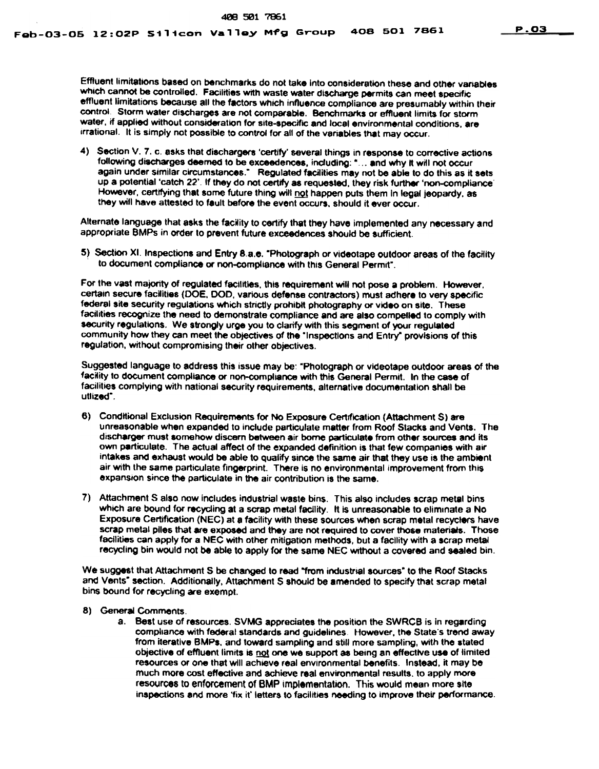Effluent limitations based on benchmarks do not take into consideration these and other variables which cannot be controlled. Facilities with waste water discharge permits can meet specific effluent limitations because all the factors which influence compliance are presumably within their control. Storm water discharges are not comparable. Benchmarks or effluent limits for storm water, if applied without consideration for site-specific and local environmental conditions, are irrational. It is simply not possible to control for all of the variables that may occur.

4) Section V. 7. c. asks that dischargers 'certify' several things in response to corrective actions following discharges deemed to be exceedences, including: "... and why it will not occur again under similar circumstances." Regulated facilities may not be able to do this as it sets up a potential 'catch 22'. If they do not certify as requested, they risk further 'non-compliance'. However, certifying that some future thing will not happen puts them in legal jeopardy, as they will have attested to fault before the event occurs, should it ever occur.

Alternate language that asks the facility to certify that they have implemented any necessary and appropriate BMPs in order to prevent future exceedences should be sufficient.

5) Section XI. Inspections and Entry 8.a.e. "Photograph or videotape outdoor areas of the facility to document compliance or non-compliance with this General Permit".

For the vast majority of regulated facilities, this requirement will not pose a problem. However, certain secure facilities (DOE, DOD, various defense contractors) must adhere to very specific federal site security regulations which strictly prohibit photography or video on site. These facilities recognize the need to demonstrate compliance and are also compelled to comply with security regulations. We strongly urge you to clarify with this segment of your regulated community how they can meet the objectives of the "Inspections and Entry" provisions of this regulation, without compromising their other objectives.

Suggested language to address this issue may be: "Photograph or videotape outdoor areas of the facility to document compliance or non-compliance with this General Permit. In the case of facilities complying with national security requirements, alternative documentation shall be utlized".

6) Conditional Exclusion Requirements for No Exposure Certification (Attachment S) are unreasonable when expanded to include particulate matter from Roof Stacks and Vents. The discharger must somehow discern between air borne particulate from other sources and its own particulate. The actual affect of the expanded definition is that few companies with air intakes and exhaust would be able to qualify since the same air that they use is the ambient air with the same particulate fingerprint. There is no environmental improvement from this expansion since the particulate in the air contribution is the same.

7) Attachment S also now includes industrial waste bins. This also includes scrap metal bins which are bound for recycling at a scrap metal facility. It is unreasonable to eliminate a No Exposure Certification (NEC) at a facility with these sources when scrap metal recyclers have scrap metal piles that are exposed and they are not required to cover those materials. Those facilities can apply for a NEC with other mitigation methods, but a facility with a scrap metal recycling bin would not be able to apply for the same NEC without a covered and sealed bin.

We suggest that Attachment S be changed to read "from industrial sources" to the Roof Stacks and Vents" section. Additionally, Attachment S should be amended to specify that scrap metal bins bound for recycling are exempt.

8) General Comments.
   a. Best use of resources. SVMG appreciates the position the SWRCB is in regarding compliance with federal standards and guidelines. However, the State's trend away from iterative BMPs, and toward sampling and still more sampling, with the stated objective of effluent limits is not one we support as being an effective use of limited resources or one that will achieve real environmental benefits. Instead, it may be much more cost effective and achieve real environmental results, to apply more resources to enforcement of BMP implementation. This would mean more site inspections and more 'fix it' letters to facilities needing to improve their performance.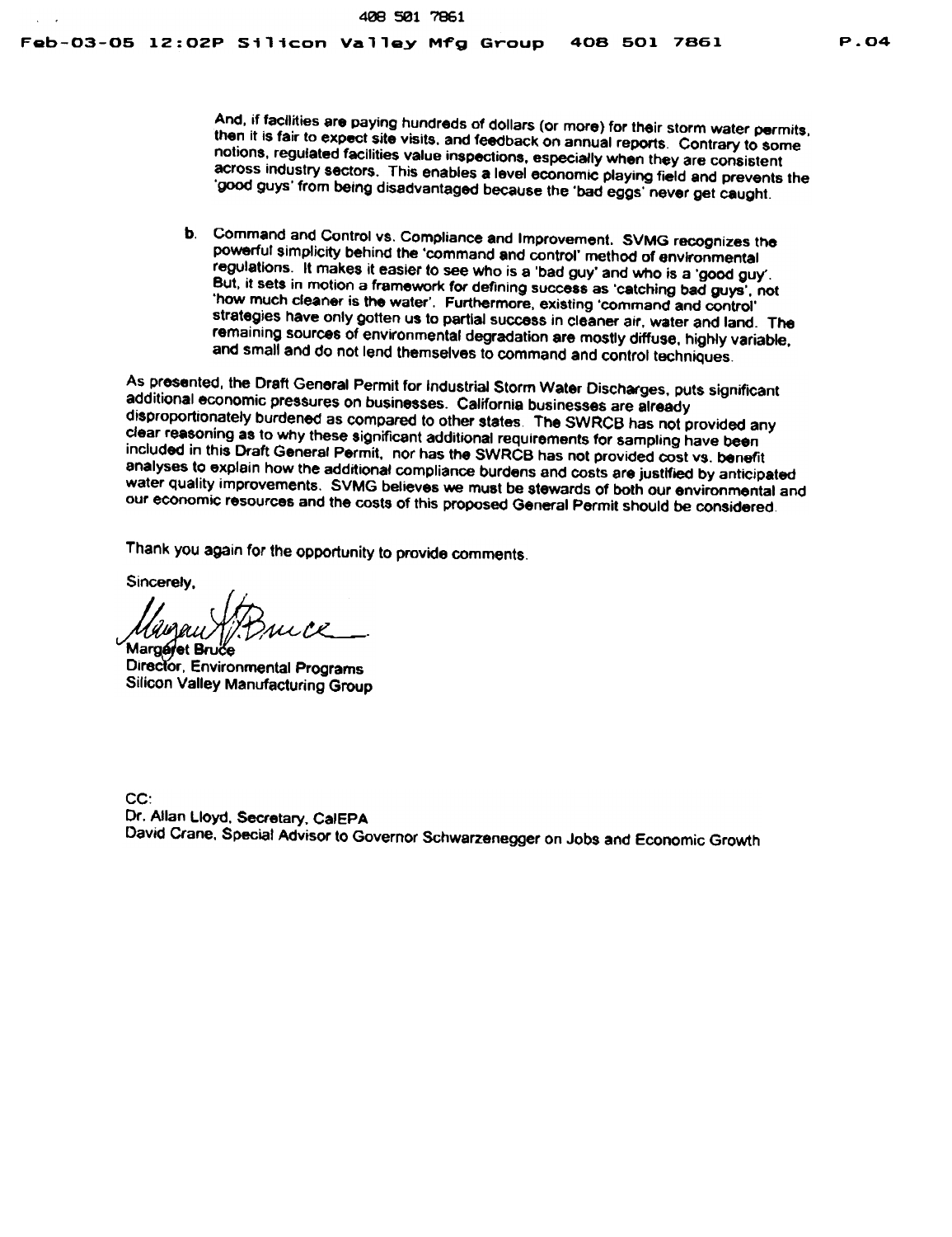And, if facilities are paying hundreds of dollars (or more) for their storm water permits, then it is fair to expect site visits, and feedback on annual reports. Contrary to some notions, regulated facilities value inspections, especially when they are consistent across industry sectors. This enables a level economic playing field and prevents the 'good guys' from being disadvantaged because the 'bad eggs' never get caught.

b. Command and Control vs. Compliance and Improvement. SVMG recognizes the powerful simplicity behind the 'command and control' method of environmental regulations. It makes it easier to see who is a 'bad guy' and who is a 'good guy'. But, it sets in motion a framework for defining success as 'catching bad guys', not 'how much cleaner is the water'. Furthermore, existing 'command and control' strategies have only gotten us to partial success in cleaner air, water and land. The remaining sources of environmental degradation are mostly diffuse, highly variable, and small and do not lend themselves to command and control techniques.

As presented, the Draft General Permit for Industrial Storm Water Discharges, puts significant additional economic pressures on businesses. California businesses are already disproportionately burdened as compared to other states. The SWRCB has not provided any clear reasoning as to why these significant additional requirements for sampling have been included in this Draft General Permit, nor has the SWRCB has not provided cost vs. benefit analyses to explain how the additional compliance burdens and costs are justified by anticipated water quality improvements. SVMG believes we must be stewards of both our environmental and our economic resources and the costs of this proposed General Permit should be considered.

Thank you again for the opportunity to provide comments.

Sincerely,

Margaret Bruce
Director, Environmental Programs
Silicon Valley Manufacturing Group

CC:
Dr. Allan Lloyd, Secretary, CalEPA
David Crane, Special Advisor to Governor Schwarzenegger on Jobs and Economic Growth